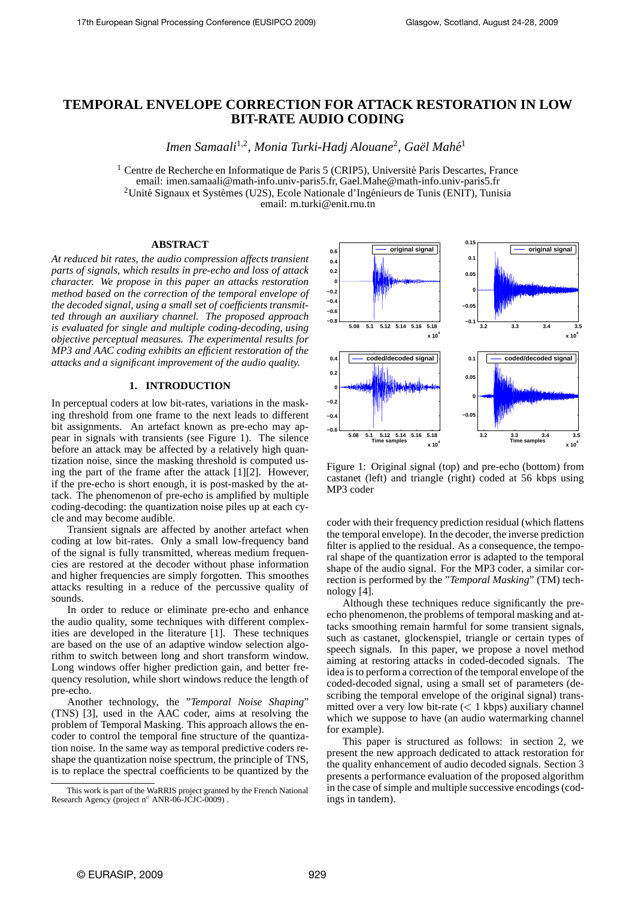# TEMPORAL ENVELOPE CORRECTION FOR ATTACK RESTORATION IN LOW BIT-RATE AUDIO CODING

*Imen Samaali*[1,2], *Monia Turki-Hadj Alouane*[2], *Gaël Mahé*[1]

[1] Centre de Recherche en Informatique de Paris 5 (CRIP5), Université Paris Descartes, France
email: imen.samaali@math-info.univ-paris5.fr, Gael.Mahe@math-info.univ-paris5.fr
[2] Unité Signaux et Systèmes (U2S), Ecole Nationale d'Ingénieurs de Tunis (ENIT), Tunisia
email: m.turki@enit.rnu.tn

## ABSTRACT

*At reduced bit rates, the audio compression affects transient parts of signals, which results in pre-echo and loss of attack character. We propose in this paper an attacks restoration method based on the correction of the temporal envelope of the decoded signal, using a small set of coefficients transmitted through an auxiliary channel. The proposed approach is evaluated for single and multiple coding-decoding, using objective perceptual measures. The experimental results for MP3 and AAC coding exhibits an efficient restoration of the attacks and a significant improvement of the audio quality.*

## 1. INTRODUCTION

In perceptual coders at low bit-rates, variations in the masking threshold from one frame to the next leads to different bit assignments. An artefact known as pre-echo may appear in signals with transients (see Figure 1). The silence before an attack may be affected by a relatively high quantization noise, since the masking threshold is computed using the part of the frame after the attack [1][2]. However, if the pre-echo is short enough, it is post-masked by the attack. The phenomenon of pre-echo is amplified by multiple coding-decoding: the quantization noise piles up at each cycle and may become audible.

Transient signals are affected by another artefact when coding at low bit-rates. Only a small low-frequency band of the signal is fully transmitted, whereas medium frequencies are restored at the decoder without phase information and higher frequencies are simply forgotten. This smoothes attacks resulting in a reduce of the percussive quality of sounds.

In order to reduce or eliminate pre-echo and enhance the audio quality, some techniques with different complexities are developed in the literature [1]. These techniques are based on the use of an adaptive window selection algorithm to switch between long and short transform window. Long windows offer higher prediction gain, and better frequency resolution, while short windows reduce the length of pre-echo.

Another technology, the "*Temporal Noise Shaping*" (TNS) [3], used in the AAC coder, aims at resolving the problem of Temporal Masking. This approach allows the encoder to control the temporal fine structure of the quantization noise. In the same way as temporal predictive coders reshape the quantization noise spectrum, the principle of TNS, is to replace the spectral coefficients to be quantized by the coder with their frequency prediction residual (which flattens the temporal envelope). In the decoder, the inverse prediction filter is applied to the residual. As a consequence, the temporal shape of the quantization error is adapted to the temporal shape of the audio signal. For the MP3 coder, a similar correction is performed by the "*Temporal Masking*" (TM) technology [4].

Although these techniques reduce significantly the pre-echo phenomenon, the problems of temporal masking and attacks smoothing remain harmful for some transient signals, such as castanet, glockenspiel, triangle or certain types of speech signals. In this paper, we propose a novel method aiming at restoring attacks in coded-decoded signals. The idea is to perform a correction of the temporal envelope of the coded-decoded signal, using a small set of parameters (describing the temporal envelope of the original signal) transmitted over a very low bit-rate ($<$ 1 kbps) auxiliary channel which we suppose to have (an audio watermarking channel for example).

This paper is structured as follows: in section 2, we present the new approach dedicated to attack restoration for the quality enhancement of audio decoded signals. Section 3 presents a performance evaluation of the proposed algorithm in the case of simple and multiple successive encodings (codings in tandem).

Figure 1: Original signal (top) and pre-echo (bottom) from castanet (left) and triangle (right) coded at 56 kbps using MP3 coder

This work is part of the WaRRIS project granted by the French National Research Agency (project n° ANR-06-JCJC-0009) .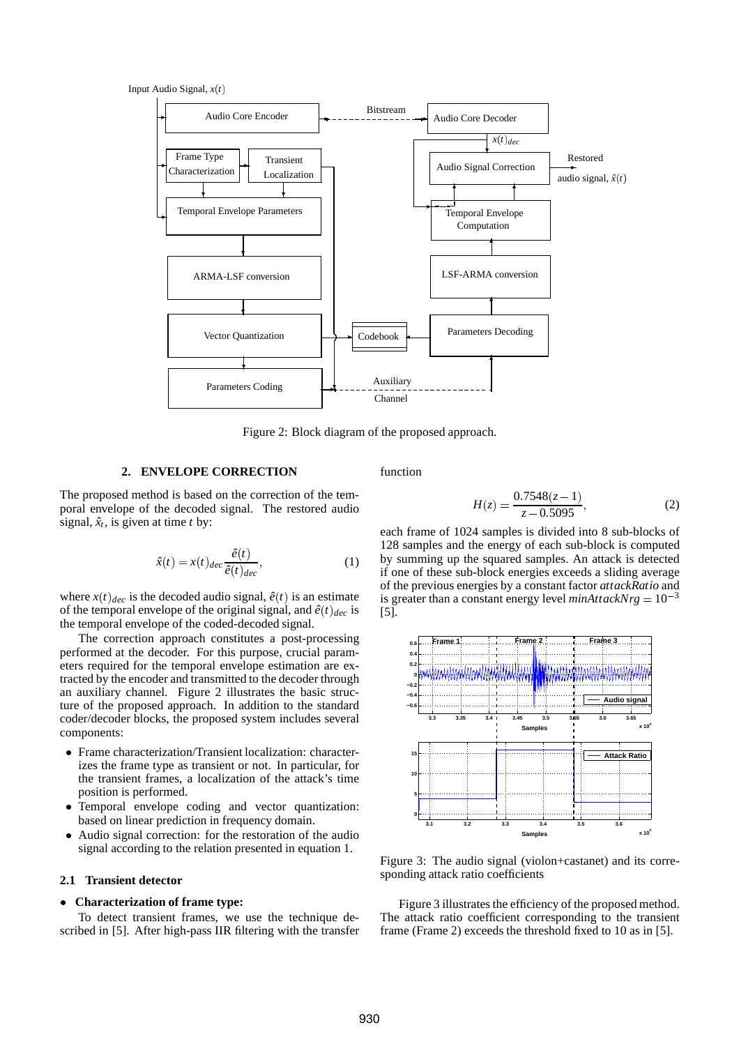Figure 2: Block diagram of the proposed approach.

## 2. ENVELOPE CORRECTION

The proposed method is based on the correction of the temporal envelope of the decoded signal. The restored audio signal, $\hat{x}_t$, is given at time $t$ by:

$$\hat{x}(t) = x(t)_{dec} \frac{\hat{e}(t)}{\hat{e}(t)_{dec}}, \quad (1)$$

where $x(t)_{dec}$ is the decoded audio signal, $\hat{e}(t)$ is an estimate of the temporal envelope of the original signal, and $\hat{e}(t)_{dec}$ is the temporal envelope of the coded-decoded signal.

The correction approach constitutes a post-processing performed at the decoder. For this purpose, crucial parameters required for the temporal envelope estimation are extracted by the encoder and transmitted to the decoder through an auxiliary channel. Figure 2 illustrates the basic structure of the proposed approach. In addition to the standard coder/decoder blocks, the proposed system includes several components:

- Frame characterization/Transient localization: characterizes the frame type as transient or not. In particular, for the transient frames, a localization of the attack's time position is performed.
- Temporal envelope coding and vector quantization: based on linear prediction in frequency domain.
- Audio signal correction: for the restoration of the audio signal according to the relation presented in equation 1.

### 2.1 Transient detector

- **Characterization of frame type:**

To detect transient frames, we use the technique described in [5]. After high-pass IIR filtering with the transfer function

$$H(z) = \frac{0.7548(z-1)}{z-0.5095}, \quad (2)$$

each frame of 1024 samples is divided into 8 sub-blocks of 128 samples and the energy of each sub-block is computed by summing up the squared samples. An attack is detected if one of these sub-block energies exceeds a sliding average of the previous energies by a constant factor *attackRatio* and is greater than a constant energy level $minAttackNrg = 10^{-3}$ [5].

Figure 3: The audio signal (violon+castanet) and its corresponding attack ratio coefficients

Figure 3 illustrates the efficiency of the proposed method. The attack ratio coefficient corresponding to the transient frame (Frame 2) exceeds the threshold fixed to 10 as in [5].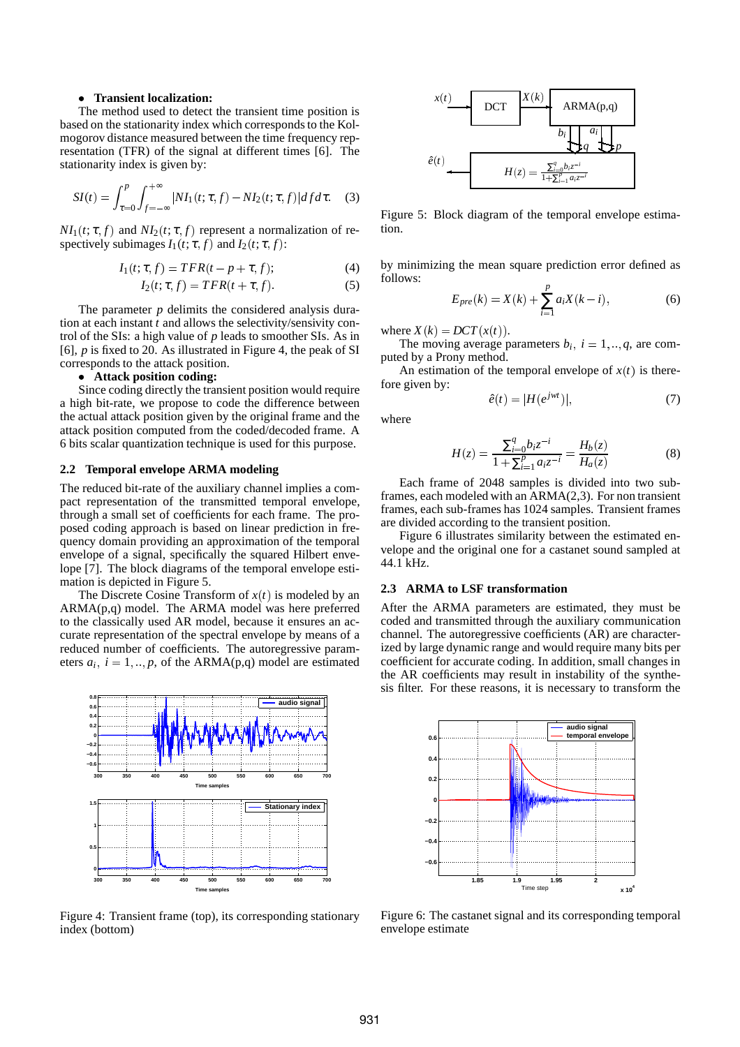- **Transient localization:**

The method used to detect the transient time position is based on the stationarity index which corresponds to the Kolmogorov distance measured between the time frequency representation (TFR) of the signal at different times [6]. The stationarity index is given by:

$$SI(t) = \int_{\tau=0}^{p} \int_{f=-\infty}^{+\infty} |NI_1(t;\tau,f) - NI_2(t;\tau,f)| df\, d\tau. \quad (3)$$

$NI_1(t;\tau,f)$ and $NI_2(t;\tau,f)$ represent a normalization of respectively subimages $I_1(t;\tau,f)$ and $I_2(t;\tau,f)$:

$$I_1(t;\tau,f) = TFR(t-p+\tau,f); \quad (4)$$

$$I_2(t;\tau,f) = TFR(t+\tau,f). \quad (5)$$

The parameter $p$ delimits the considered analysis duration at each instant $t$ and allows the selectivity/sensivity control of the SIs: a high value of $p$ leads to smoother SIs. As in [6], $p$ is fixed to 20. As illustrated in Figure 4, the peak of SI corresponds to the attack position.

- **Attack position coding:**

Since coding directly the transient position would require a high bit-rate, we propose to code the difference between the actual attack position given by the original frame and the attack position computed from the coded/decoded frame. A 6 bits scalar quantization technique is used for this purpose.

Figure 4: Transient frame (top), its corresponding stationary index (bottom)

### 2.2 Temporal envelope ARMA modeling

The reduced bit-rate of the auxiliary channel implies a compact representation of the transmitted temporal envelope, through a small set of coefficients for each frame. The proposed coding approach is based on linear prediction in frequency domain providing an approximation of the temporal envelope of a signal, specifically the squared Hilbert envelope [7]. The block diagrams of the temporal envelope estimation is depicted in Figure 5.

The Discrete Cosine Transform of $x(t)$ is modeled by an ARMA(p,q) model. The ARMA model was here preferred to the classically used AR model, because it ensures an accurate representation of the spectral envelope by means of a reduced number of coefficients. The autoregressive parameters $a_i$, $i = 1,..,p$, of the ARMA(p,q) model are estimated

Figure 5: Block diagram of the temporal envelope estimation.

by minimizing the mean square prediction error defined as follows:

$$E_{pre}(k) = X(k) + \sum_{i=1}^{p} a_i X(k-i), \quad (6)$$

where $X(k) = DCT(x(t))$.

The moving average parameters $b_i$, $i = 1,..,q$, are computed by a Prony method.

An estimation of the temporal envelope of $x(t)$ is therefore given by:

$$\hat{e}(t) = |H(e^{jwt})|, \quad (7)$$

where

$$H(z) = \frac{\sum_{i=0}^{q} b_i z^{-i}}{1+\sum_{i=1}^{p} a_i z^{-i}} = \frac{H_b(z)}{H_a(z)} \quad (8)$$

Each frame of 2048 samples is divided into two subframes, each modeled with an ARMA(2,3). For non transient frames, each sub-frames has 1024 samples. Transient frames are divided according to the transient position.

Figure 6 illustrates similarity between the estimated envelope and the original one for a castanet sound sampled at 44.1 kHz.

Figure 6: The castanet signal and its corresponding temporal envelope estimate

### 2.3 ARMA to LSF transformation

After the ARMA parameters are estimated, they must be coded and transmitted through the auxiliary communication channel. The autoregressive coefficients (AR) are characterized by large dynamic range and would require many bits per coefficient for accurate coding. In addition, small changes in the AR coefficients may result in instability of the synthesis filter. For these reasons, it is necessary to transform the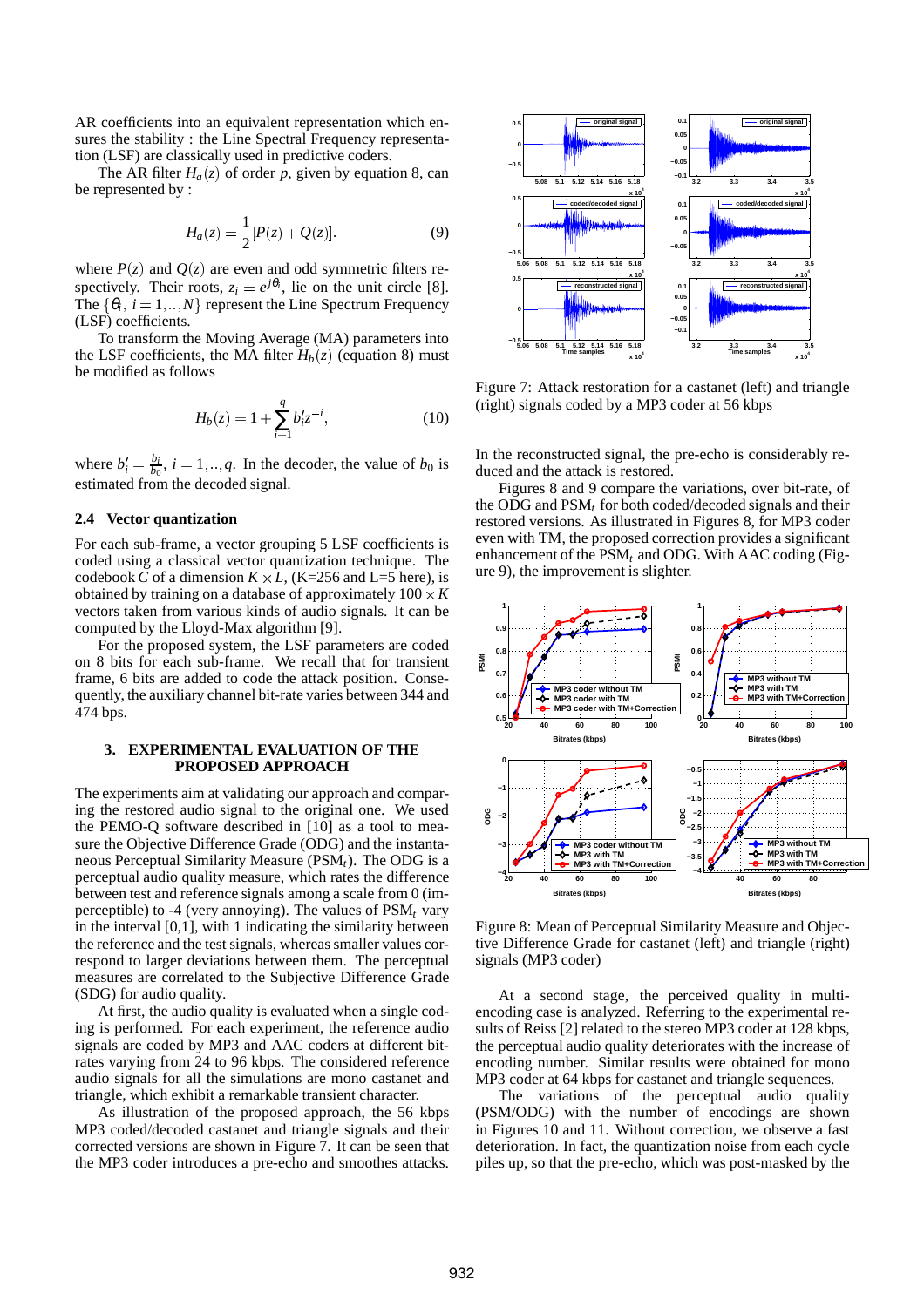AR coefficients into an equivalent representation which ensures the stability : the Line Spectral Frequency representation (LSF) are classically used in predictive coders.

The AR filter $H_a(z)$ of order $p$, given by equation 8, can be represented by :

$$H_a(z) = \frac{1}{2}[P(z) + Q(z)]. \quad (9)$$

where $P(z)$ and $Q(z)$ are even and odd symmetric filters respectively. Their roots, $z_i = e^{j\theta_i}$, lie on the unit circle [8]. The $\{\theta_i, \ i = 1,..,N\}$ represent the Line Spectrum Frequency (LSF) coefficients.

To transform the Moving Average (MA) parameters into the LSF coefficients, the MA filter $H_b(z)$ (equation 8) must be modified as follows

$$H_b(z) = 1 + \sum_{i=1}^{q} b_i' z^{-i}, \quad (10)$$

where $b_i' = \frac{b_i}{b_0}$, $i = 1,..,q$. In the decoder, the value of $b_0$ is estimated from the decoded signal.

### 2.4 Vector quantization

For each sub-frame, a vector grouping 5 LSF coefficients is coded using a classical vector quantization technique. The codebook $C$ of a dimension $K \times L$, (K=256 and L=5 here), is obtained by training on a database of approximately $100 \times K$ vectors taken from various kinds of audio signals. It can be computed by the Lloyd-Max algorithm [9].

For the proposed system, the LSF parameters are coded on 8 bits for each sub-frame. We recall that for transient frame, 6 bits are added to code the attack position. Consequently, the auxiliary channel bit-rate varies between 344 and 474 bps.

## 3. EXPERIMENTAL EVALUATION OF THE PROPOSED APPROACH

The experiments aim at validating our approach and comparing the restored audio signal to the original one. We used the PEMO-Q software described in [10] as a tool to measure the Objective Difference Grade (ODG) and the instantaneous Perceptual Similarity Measure ($\text{PSM}_t$). The ODG is a perceptual audio quality measure, which rates the difference between test and reference signals among a scale from 0 (imperceptible) to -4 (very annoying). The values of $\text{PSM}_t$ vary in the interval [0,1], with 1 indicating the similarity between the reference and the test signals, whereas smaller values correspond to larger deviations between them. The perceptual measures are correlated to the Subjective Difference Grade (SDG) for audio quality.

At first, the audio quality is evaluated when a single coding is performed. For each experiment, the reference audio signals are coded by MP3 and AAC coders at different bitrates varying from 24 to 96 kbps. The considered reference audio signals for all the simulations are mono castanet and triangle, which exhibit a remarkable transient character.

As illustration of the proposed approach, the 56 kbps MP3 coded/decoded castanet and triangle signals and their corrected versions are shown in Figure 7. It can be seen that the MP3 coder introduces a pre-echo and smoothes attacks.

Figure 7: Attack restoration for a castanet (left) and triangle (right) signals coded by a MP3 coder at 56 kbps

In the reconstructed signal, the pre-echo is considerably reduced and the attack is restored.

Figures 8 and 9 compare the variations, over bit-rate, of the ODG and $\text{PSM}_t$ for both coded/decoded signals and their restored versions. As illustrated in Figures 8, for MP3 coder even with TM, the proposed correction provides a significant enhancement of the $\text{PSM}_t$ and ODG. With AAC coding (Figure 9), the improvement is slighter.

Figure 8: Mean of Perceptual Similarity Measure and Objective Difference Grade for castanet (left) and triangle (right) signals (MP3 coder)

At a second stage, the perceived quality in multi-encoding case is analyzed. Referring to the experimental results of Reiss [2] related to the stereo MP3 coder at 128 kbps, the perceptual audio quality deteriorates with the increase of encoding number. Similar results were obtained for mono MP3 coder at 64 kbps for castanet and triangle sequences.

The variations of the perceptual audio quality (PSM/ODG) with the number of encodings are shown in Figures 10 and 11. Without correction, we observe a fast deterioration. In fact, the quantization noise from each cycle piles up, so that the pre-echo, which was post-masked by the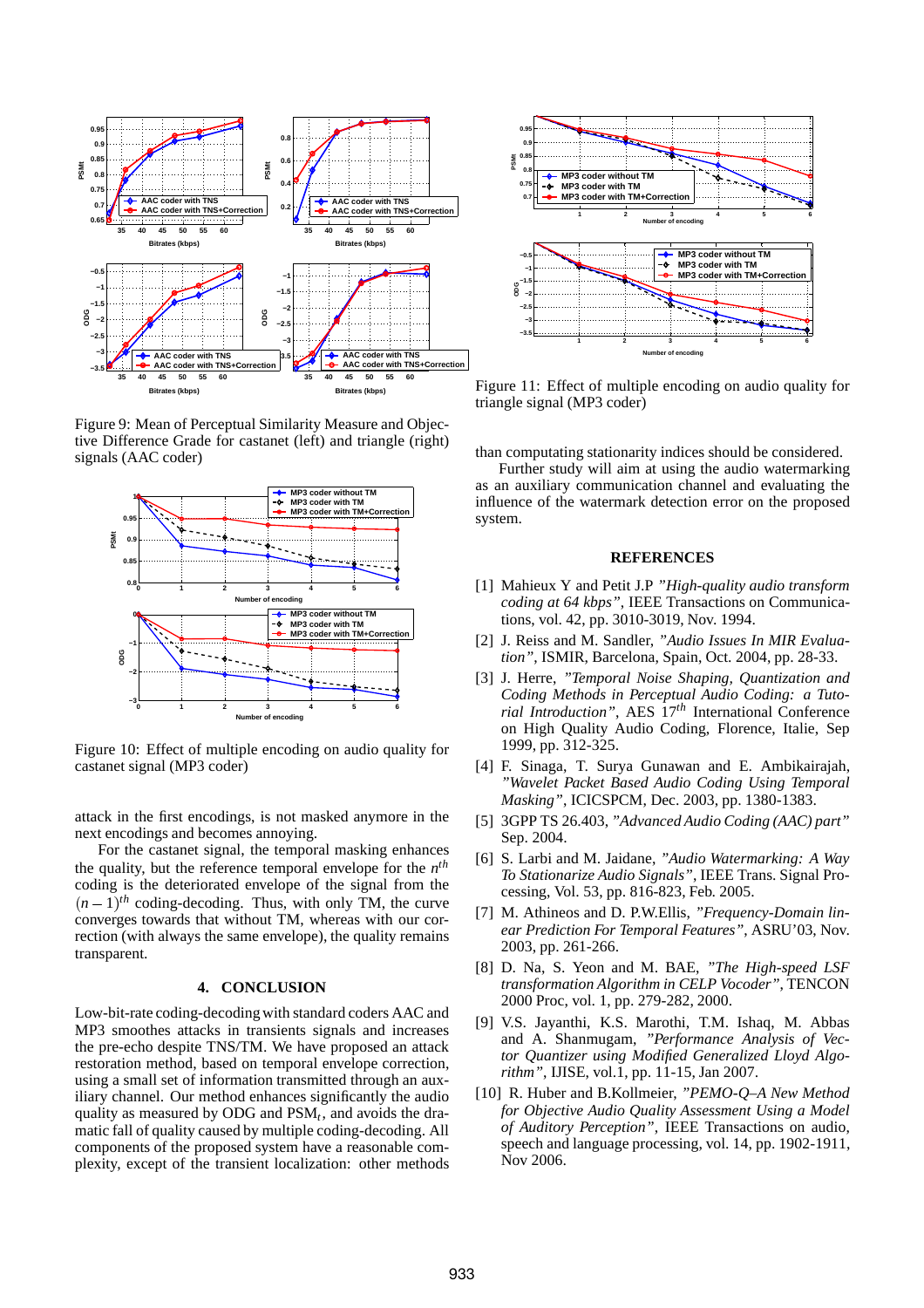PSMt

0.95
0.9
0.85
0.8
0.75
0.7
0.65

35 40 45 50 55 60

Bitrates (kbps)

AAC coder with TNS
AAC coder with TNS+Correction

PSMt

0.8
0.6
0.4
0.2

35 40 45 50 55 60

Bitrates (kbps)

AAC coder with TNS
AAC coder with TNS+Correction

ODG

−0.5
−1
−1.5
−2
−2.5
−3
−3.5

35 40 45 50 55 60

Bitrates (kbps)

AAC coder with TNS
AAC coder with TNS+Correction

ODG

−1
−1.5
−2
−2.5
−3
−3.5

35 40 45 50 55 60

Bitrates (kbps)

AAC coder with TNS
AAC coder with TNS+Correction

Figure 9: Mean of Perceptual Similarity Measure and Objective Difference Grade for castanet (left) and triangle (right) signals (AAC coder)

PSMt

1
0.95
0.9
0.85
0.8

0 1 2 3 4 5 6

Number of encoding

MP3 coder without TM
MP3 coder with TM
MP3 coder with TM+Correction

ODG

0
−1
−2
−3

0 1 2 3 4 5 6

Number of encoding

MP3 coder without TM
MP3 coder with TM
MP3 coder with TM+Correction

Figure 10: Effect of multiple encoding on audio quality for castanet signal (MP3 coder)

attack in the first encodings, is not masked anymore in the next encodings and becomes annoying.

For the castanet signal, the temporal masking enhances the quality, but the reference temporal envelope for the $n^{th}$ coding is the deteriorated envelope of the signal from the $(n-1)^{th}$ coding-decoding. Thus, with only TM, the curve converges towards that without TM, whereas with our correction (with always the same envelope), the quality remains transparent.

## 4. CONCLUSION

Low-bit-rate coding-decoding with standard coders AAC and MP3 smoothes attacks in transients signals and increases the pre-echo despite TNS/TM. We have proposed an attack restoration method, based on temporal envelope correction, using a small set of information transmitted through an auxiliary channel. Our method enhances significantly the audio quality as measured by ODG and $PSM_t$, and avoids the dramatic fall of quality caused by multiple coding-decoding. All components of the proposed system have a reasonable complexity, except of the transient localization: other methods than computating stationarity indices should be considered.

Further study will aim at using the audio watermarking as an auxiliary communication channel and evaluating the influence of the watermark detection error on the proposed system.

PSMt

0.95
0.9
0.85
0.8
0.75
0.7

1 2 3 4 5 6

Number of encoding

MP3 coder without TM
MP3 coder with TM
MP3 coder with TM+Correction

ODG

−0.5
−1
−1.5
−2
−2.5
−3
−3.5

1 2 3 4 5 6

Number of encoding

MP3 coder without TM
MP3 coder with TM
MP3 coder with TM+Correction

Figure 11: Effect of multiple encoding on audio quality for triangle signal (MP3 coder)

## REFERENCES

[1] Mahieux Y and Petit J.P *"High-quality audio transform coding at 64 kbps"*, IEEE Transactions on Communications, vol. 42, pp. 3010-3019, Nov. 1994.

[2] J. Reiss and M. Sandler, *"Audio Issues In MIR Evaluation"*, ISMIR, Barcelona, Spain, Oct. 2004, pp. 28-33.

[3] J. Herre, *"Temporal Noise Shaping, Quantization and Coding Methods in Perceptual Audio Coding: a Tutorial Introduction"*, AES $17^{th}$ International Conference on High Quality Audio Coding, Florence, Italie, Sep 1999, pp. 312-325.

[4] F. Sinaga, T. Surya Gunawan and E. Ambikairajah, *"Wavelet Packet Based Audio Coding Using Temporal Masking"*, ICICSPCM, Dec. 2003, pp. 1380-1383.

[5] 3GPP TS 26.403, *"Advanced Audio Coding (AAC) part"* Sep. 2004.

[6] S. Larbi and M. Jaidane, *"Audio Watermarking: A Way To Stationarize Audio Signals"*, IEEE Trans. Signal Processing, Vol. 53, pp. 816-823, Feb. 2005.

[7] M. Athineos and D. P.W.Ellis, *"Frequency-Domain linear Prediction For Temporal Features"*, ASRU'03, Nov. 2003, pp. 261-266.

[8] D. Na, S. Yeon and M. BAE, *"The High-speed LSF transformation Algorithm in CELP Vocoder"*, TENCON 2000 Proc, vol. 1, pp. 279-282, 2000.

[9] V.S. Jayanthi, K.S. Marothi, T.M. Ishaq, M. Abbas and A. Shanmugam, *"Performance Analysis of Vector Quantizer using Modified Generalized Lloyd Algorithm"*, IJISE, vol.1, pp. 11-15, Jan 2007.

[10] R. Huber and B.Kollmeier, *"PEMO-Q–A New Method for Objective Audio Quality Assessment Using a Model of Auditory Perception"*, IEEE Transactions on audio, speech and language processing, vol. 14, pp. 1902-1911, Nov 2006.